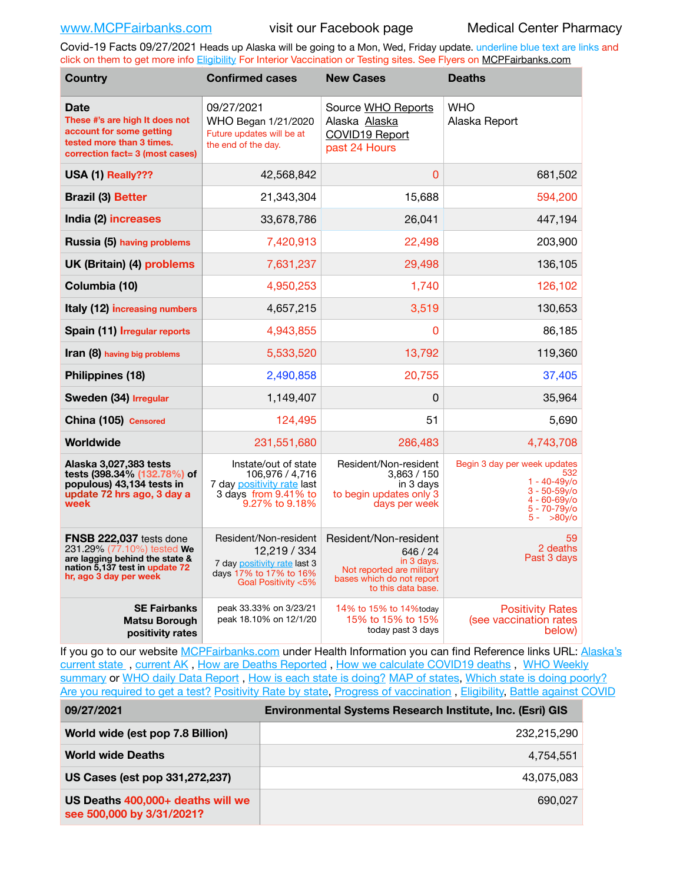www.MCPFairbanks.com visit our Facebook page Medical Center Pharmacy

Covid-19 Facts 09/27/2021 Heads up Alaska will be going to a Mon, Wed, Friday update. underline blue text are links and click on them to get more info Eligibility For Interior Vaccination or Testing sites. See Flyers on MCPFairbanks.com

| Country | Confirmed cases | New Cases | Deaths |
|---|---|---|---|
| **Date** These #'s are high It does not account for some getting tested more than 3 times. correction fact= 3 (most cases) | 09/27/2021 WHO Began 1/21/2020 Future updates will be at the end of the day. | Source WHO Reports Alaska Alaska COVID19 Report past 24 Hours | WHO Alaska Report |
| **USA (1)** Really??? | 42,568,842 | 0 | 681,502 |
| **Brazil (3)** Better | 21,343,304 | 15,688 | 594,200 |
| **India (2)** increases | 33,678,786 | 26,041 | 447,194 |
| **Russia (5)** having problems | 7,420,913 | 22,498 | 203,900 |
| **UK (Britain) (4)** problems | 7,631,237 | 29,498 | 136,105 |
| **Columbia (10)** | 4,950,253 | 1,740 | 126,102 |
| **Italy (12)** increasing numbers | 4,657,215 | 3,519 | 130,653 |
| **Spain (11)** Irregular reports | 4,943,855 | 0 | 86,185 |
| **Iran (8)** having big problems | 5,533,520 | 13,792 | 119,360 |
| **Philippines (18)** | 2,490,858 | 20,755 | 37,405 |
| **Sweden (34)** Irregular | 1,149,407 | 0 | 35,964 |
| **China (105)** Censored | 124,495 | 51 | 5,690 |
| **Worldwide** | 231,551,680 | 286,483 | 4,743,708 |
| **Alaska 3,027,383 tests** tests (398.34% (132.78%) of populous) 43,134 tests in update 72 hrs ago, 3 day a week | Instate/out of state 106,976 / 4,716 7 day positivity rate last 3 days from 9.41% to 9.27% to 9.18% | Resident/Non-resident 3,863 / 150 in 3 days to begin updates only 3 days per week | Begin 3 day per week updates 532 1 - 40-49y/o 3 - 50-59y/o 4 - 60-69y/o 5 - 70-79y/o 5 - >80y/o |
| **FNSB 222,037** tests done 231.29% (77.10%) tested We are lagging behind the state & nation 5,137 test in update 72 hr, ago 3 day per week | Resident/Non-resident 12,219 / 334 7 day positivity rate last 3 days 17% to 17% to 16% Goal Positivity <5% | Resident/Non-resident 646 / 24 in 3 days. Not reported are military bases which do not report to this data base. | 59 2 deaths Past 3 days |
| **SE Fairbanks Matsu Borough positivity rates** | peak 33.33% on 3/23/21 peak 18.10% on 12/1/20 | 14% to 15% to 14% today 15% to 15% to 15% today past 3 days | Positivity Rates (see vaccination rates below) |

If you go to our website MCPFairbanks.com under Health Information you can find Reference links URL: Alaska's current state, current AK, How are Deaths Reported, How we calculate COVID19 deaths, WHO Weekly summary or WHO daily Data Report, How is each state is doing? MAP of states, Which state is doing poorly? Are you required to get a test? Positivity Rate by state, Progress of vaccination, Eligibility, Battle against COVID

| 09/27/2021 | Environmental Systems Research Institute, Inc. (Esri) GIS |
|---|---|
| **World wide (est pop 7.8 Billion)** | 232,215,290 |
| **World wide Deaths** | 4,754,551 |
| **US Cases (est pop 331,272,237)** | 43,075,083 |
| **US Deaths** 400,000+ deaths will we see 500,000 by 3/31/2021? | 690,027 |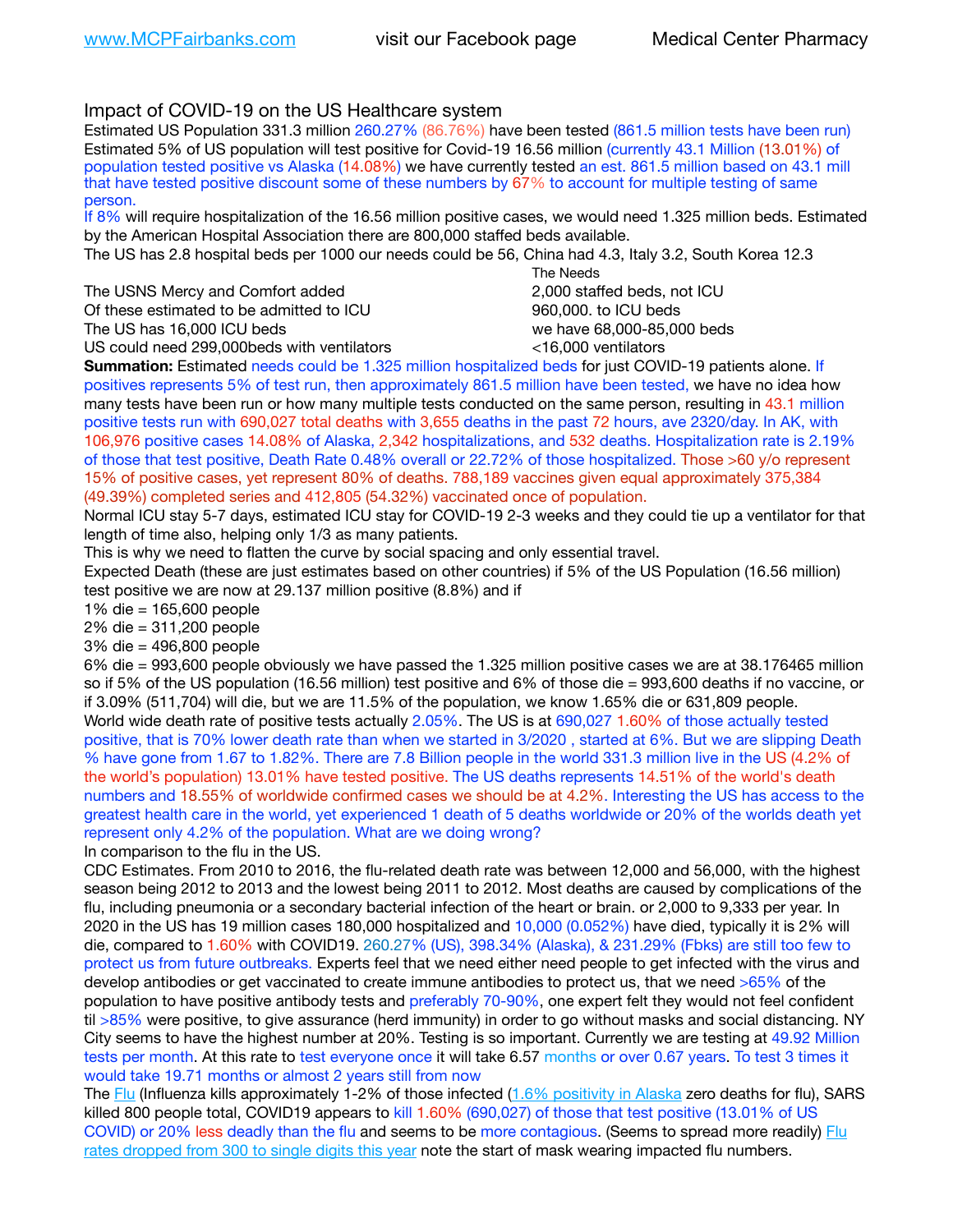Impact of COVID-19 on the US Healthcare system

Estimated US Population 331.3 million 260.27% (86.76%) have been tested (861.5 million tests have been run) Estimated 5% of US population will test positive for Covid-19 16.56 million (currently 43.1 Million (13.01%) of population tested positive vs Alaska (14.08%) we have currently tested an est. 861.5 million based on 43.1 mill that have tested positive discount some of these numbers by 67% to account for multiple testing of same person.

If 8% will require hospitalization of the 16.56 million positive cases, we would need 1.325 million beds. Estimated by the American Hospital Association there are 800,000 staffed beds available.

The US has 2.8 hospital beds per 1000 our needs could be 56, China had 4.3, Italy 3.2, South Korea 12.3

| | The Needs |
|---|---|
| The USNS Mercy and Comfort added | 2,000 staffed beds, not ICU |
| Of these estimated to be admitted to ICU | 960,000. to ICU beds |
| The US has 16,000 ICU beds | we have 68,000-85,000 beds |
| US could need 299,000beds with ventilators | <16,000 ventilators |

**Summation:** Estimated needs could be 1.325 million hospitalized beds for just COVID-19 patients alone. If positives represents 5% of test run, then approximately 861.5 million have been tested, we have no idea how many tests have been run or how many multiple tests conducted on the same person, resulting in 43.1 million positive tests run with 690,027 total deaths with 3,655 deaths in the past 72 hours, ave 2320/day. In AK, with 106,976 positive cases 14.08% of Alaska, 2,342 hospitalizations, and 532 deaths. Hospitalization rate is 2.19% of those that test positive, Death Rate 0.48% overall or 22.72% of those hospitalized. Those >60 y/o represent 15% of positive cases, yet represent 80% of deaths. 788,189 vaccines given equal approximately 375,384 (49.39%) completed series and 412,805 (54.32%) vaccinated once of population.

Normal ICU stay 5-7 days, estimated ICU stay for COVID-19 2-3 weeks and they could tie up a ventilator for that length of time also, helping only 1/3 as many patients.

This is why we need to flatten the curve by social spacing and only essential travel.

Expected Death (these are just estimates based on other countries) if 5% of the US Population (16.56 million) test positive we are now at 29.137 million positive (8.8%) and if

1% die = 165,600 people

2% die = 311,200 people

3% die = 496,800 people

6% die = 993,600 people obviously we have passed the 1.325 million positive cases we are at 38.176465 million so if 5% of the US population (16.56 million) test positive and 6% of those die = 993,600 deaths if no vaccine, or if 3.09% (511,704) will die, but we are 11.5% of the population, we know 1.65% die or 631,809 people.

World wide death rate of positive tests actually 2.05%. The US is at 690,027 1.60% of those actually tested positive, that is 70% lower death rate than when we started in 3/2020 , started at 6%. But we are slipping Death % have gone from 1.67 to 1.82%. There are 7.8 Billion people in the world 331.3 million live in the US (4.2% of the world's population) 13.01% have tested positive. The US deaths represents 14.51% of the world's death numbers and 18.55% of worldwide confirmed cases we should be at 4.2%. Interesting the US has access to the greatest health care in the world, yet experienced 1 death of 5 deaths worldwide or 20% of the worlds death yet represent only 4.2% of the population. What are we doing wrong?

In comparison to the flu in the US.

CDC Estimates. From 2010 to 2016, the flu-related death rate was between 12,000 and 56,000, with the highest season being 2012 to 2013 and the lowest being 2011 to 2012. Most deaths are caused by complications of the flu, including pneumonia or a secondary bacterial infection of the heart or brain. or 2,000 to 9,333 per year. In 2020 in the US has 19 million cases 180,000 hospitalized and 10,000 (0.052%) have died, typically it is 2% will die, compared to 1.60% with COVID19. 260.27% (US), 398.34% (Alaska), & 231.29% (Fbks) are still too few to protect us from future outbreaks. Experts feel that we need either need people to get infected with the virus and develop antibodies or get vaccinated to create immune antibodies to protect us, that we need >65% of the population to have positive antibody tests and preferably 70-90%, one expert felt they would not feel confident til >85% were positive, to give assurance (herd immunity) in order to go without masks and social distancing. NY City seems to have the highest number at 20%. Testing is so important. Currently we are testing at 49.92 Million tests per month. At this rate to test everyone once it will take 6.57 months or over 0.67 years. To test 3 times it would take 19.71 months or almost 2 years still from now

The Flu (Influenza kills approximately 1-2% of those infected (1.6% positivity in Alaska zero deaths for flu), SARS killed 800 people total, COVID19 appears to kill 1.60% (690,027) of those that test positive (13.01% of US COVID) or 20% less deadly than the flu and seems to be more contagious. (Seems to spread more readily) Flu rates dropped from 300 to single digits this year note the start of mask wearing impacted flu numbers.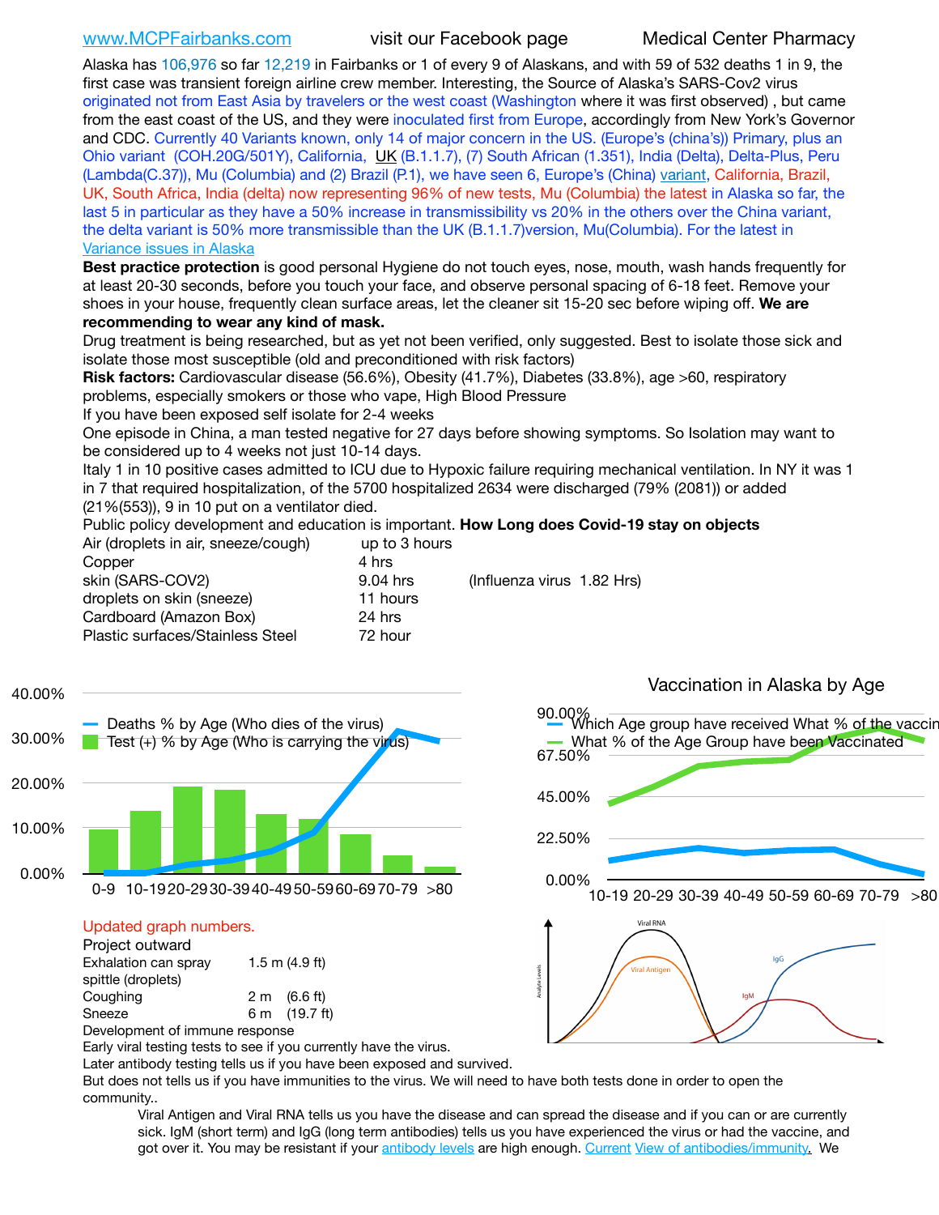www.MCPFairbanks.com visit our Facebook page Medical Center Pharmacy

Alaska has 106,976 so far 12,219 in Fairbanks or 1 of every 9 of Alaskans, and with 59 of 532 deaths 1 in 9, the first case was transient foreign airline crew member. Interesting, the Source of Alaska's SARS-Cov2 virus originated not from East Asia by travelers or the west coast (Washington where it was first observed) , but came from the east coast of the US, and they were inoculated first from Europe, accordingly from New York's Governor and CDC. Currently 40 Variants known, only 14 of major concern in the US. (Europe's (china's)) Primary, plus an Ohio variant (COH.20G/501Y), California, UK (B.1.1.7), (7) South African (1.351), India (Delta), Delta-Plus, Peru (Lambda(C.37)), Mu (Columbia) and (2) Brazil (P.1), we have seen 6, Europe's (China) variant, California, Brazil, UK, South Africa, India (delta) now representing 96% of new tests, Mu (Columbia) the latest in Alaska so far, the last 5 in particular as they have a 50% increase in transmissibility vs 20% in the others over the China variant, the delta variant is 50% more transmissible than the UK (B.1.1.7)version, Mu(Columbia). For the latest in Variance issues in Alaska

**Best practice protection** is good personal Hygiene do not touch eyes, nose, mouth, wash hands frequently for at least 20-30 seconds, before you touch your face, and observe personal spacing of 6-18 feet. Remove your shoes in your house, frequently clean surface areas, let the cleaner sit 15-20 sec before wiping off. **We are recommending to wear any kind of mask.**

Drug treatment is being researched, but as yet not been verified, only suggested. Best to isolate those sick and isolate those most susceptible (old and preconditioned with risk factors)

**Risk factors:** Cardiovascular disease (56.6%), Obesity (41.7%), Diabetes (33.8%), age >60, respiratory problems, especially smokers or those who vape, High Blood Pressure

If you have been exposed self isolate for 2-4 weeks

One episode in China, a man tested negative for 27 days before showing symptoms. So Isolation may want to be considered up to 4 weeks not just 10-14 days.

Italy 1 in 10 positive cases admitted to ICU due to Hypoxic failure requiring mechanical ventilation. In NY it was 1 in 7 that required hospitalization, of the 5700 hospitalized 2634 were discharged (79% (2081)) or added (21%(553)), 9 in 10 put on a ventilator died.

Public policy development and education is important. **How Long does Covid-19 stay on objects**

| | | |
|---|---|---|
| Air (droplets in air, sneeze/cough) | up to 3 hours | |
| Copper | 4 hrs | |
| skin (SARS-COV2) | 9.04 hrs | (Influenza virus 1.82 Hrs) |
| droplets on skin (sneeze) | 11 hours | |
| Cardboard (Amazon Box) | 24 hrs | |
| Plastic surfaces/Stainless Steel | 72 hour | |

Deaths % by Age (Who dies of the virus)
Test (+) % by Age (Who is carrying the virus)

Vaccination in Alaska by Age

Which Age group have received What % of the vaccine
What % of the Age Group have been Vaccinated

Updated graph numbers.

Project outward

| | |
|---|---|
| Exhalation can spray spittle (droplets) | 1.5 m (4.9 ft) |
| Coughing | 2 m (6.6 ft) |
| Sneeze | 6 m (19.7 ft) |

Development of immune response

Early viral testing tests to see if you currently have the virus.

Later antibody testing tells us if you have been exposed and survived.

But does not tells us if you have immunities to the virus. We will need to have both tests done in order to open the community..

Viral Antigen and Viral RNA tells us you have the disease and can spread the disease and if you can or are currently sick. IgM (short term) and IgG (long term antibodies) tells us you have experienced the virus or had the vaccine, and got over it. You may be resistant if your antibody levels are high enough. Current View of antibodies/immunity. We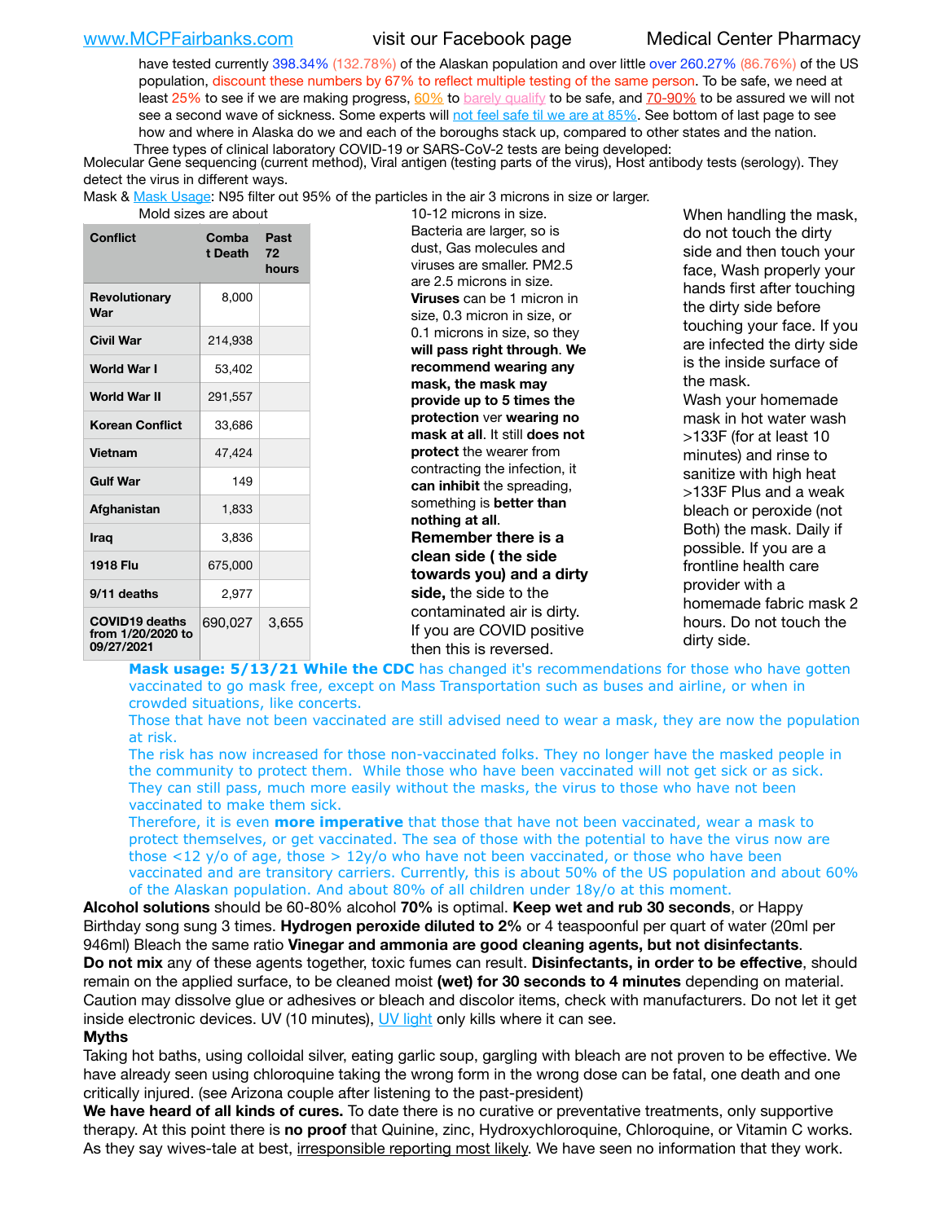have tested currently 398.34% (132.78%) of the Alaskan population and over little over 260.27% (86.76%) of the US population, discount these numbers by 67% to reflect multiple testing of the same person. To be safe, we need at least 25% to see if we are making progress, 60% to barely qualify to be safe, and 70-90% to be assured we will not see a second wave of sickness. Some experts will not feel safe til we are at 85%. See bottom of last page to see how and where in Alaska do we and each of the boroughs stack up, compared to other states and the nation.

Three types of clinical laboratory COVID-19 or SARS-CoV-2 tests are being developed:
Molecular Gene sequencing (current method), Viral antigen (testing parts of the virus), Host antibody tests (serology). They detect the virus in different ways.

Mask & Mask Usage: N95 filter out 95% of the particles in the air 3 microns in size or larger.

| Conflict | Combat Death | Past 72 hours |
|---|---|---|
| Revolutionary War | 8,000 | |
| Civil War | 214,938 | |
| World War I | 53,402 | |
| World War II | 291,557 | |
| Korean Conflict | 33,686 | |
| Vietnam | 47,424 | |
| Gulf War | 149 | |
| Afghanistan | 1,833 | |
| Iraq | 3,836 | |
| 1918 Flu | 675,000 | |
| 9/11 deaths | 2,977 | |
| COVID19 deaths from 1/20/2020 to 09/27/2021 | 690,027 | 3,655 |

Mold sizes are about 10-12 microns in size. Bacteria are larger, so is dust, Gas molecules and viruses are smaller. PM2.5 are 2.5 microns in size. **Viruses** can be 1 micron in size, 0.3 micron in size, or 0.1 microns in size, so they **will pass right through**. **We recommend wearing any mask, the mask may provide up to 5 times the protection** ver **wearing no mask at all**. It still **does not protect** the wearer from contracting the infection, it **can inhibit** the spreading, something is **better than nothing at all**. **Remember there is a clean side ( the side towards you) and a dirty side,** the side to the contaminated air is dirty. If you are COVID positive then this is reversed.

When handling the mask, do not touch the dirty side and then touch your face, Wash properly your hands first after touching the dirty side before touching your face. If you are infected the dirty side is the inside surface of the mask. Wash your homemade mask in hot water wash >133F (for at least 10 minutes) and rinse to sanitize with high heat >133F Plus and a weak bleach or peroxide (not Both) the mask. Daily if possible. If you are a frontline health care provider with a homemade fabric mask 2 hours. Do not touch the dirty side.

**Mask usage: 5/13/21 While the CDC** has changed it's recommendations for those who have gotten vaccinated to go mask free, except on Mass Transportation such as buses and airline, or when in crowded situations, like concerts.
Those that have not been vaccinated are still advised need to wear a mask, they are now the population at risk.
The risk has now increased for those non-vaccinated folks. They no longer have the masked people in the community to protect them. While those who have been vaccinated will not get sick or as sick. They can still pass, much more easily without the masks, the virus to those who have not been vaccinated to make them sick.
Therefore, it is even **more imperative** that those that have not been vaccinated, wear a mask to protect themselves, or get vaccinated. The sea of those with the potential to have the virus now are those <12 y/o of age, those > 12y/o who have not been vaccinated, or those who have been vaccinated and are transitory carriers. Currently, this is about 50% of the US population and about 60% of the Alaskan population. And about 80% of all children under 18y/o at this moment.

**Alcohol solutions** should be 60-80% alcohol **70%** is optimal. **Keep wet and rub 30 seconds**, or Happy Birthday song sung 3 times. **Hydrogen peroxide diluted to 2%** or 4 teaspoonful per quart of water (20ml per 946ml) Bleach the same ratio **Vinegar and ammonia are good cleaning agents, but not disinfectants**.
**Do not mix** any of these agents together, toxic fumes can result. **Disinfectants, in order to be effective**, should remain on the applied surface, to be cleaned moist **(wet) for 30 seconds to 4 minutes** depending on material. Caution may dissolve glue or adhesives or bleach and discolor items, check with manufacturers. Do not let it get inside electronic devices. UV (10 minutes), UV light only kills where it can see.

**Myths**

Taking hot baths, using colloidal silver, eating garlic soup, gargling with bleach are not proven to be effective. We have already seen using chloroquine taking the wrong form in the wrong dose can be fatal, one death and one critically injured. (see Arizona couple after listening to the past-president)

**We have heard of all kinds of cures.** To date there is no curative or preventative treatments, only supportive therapy. At this point there is **no proof** that Quinine, zinc, Hydroxychloroquine, Chloroquine, or Vitamin C works. As they say wives-tale at best, irresponsible reporting most likely. We have seen no information that they work.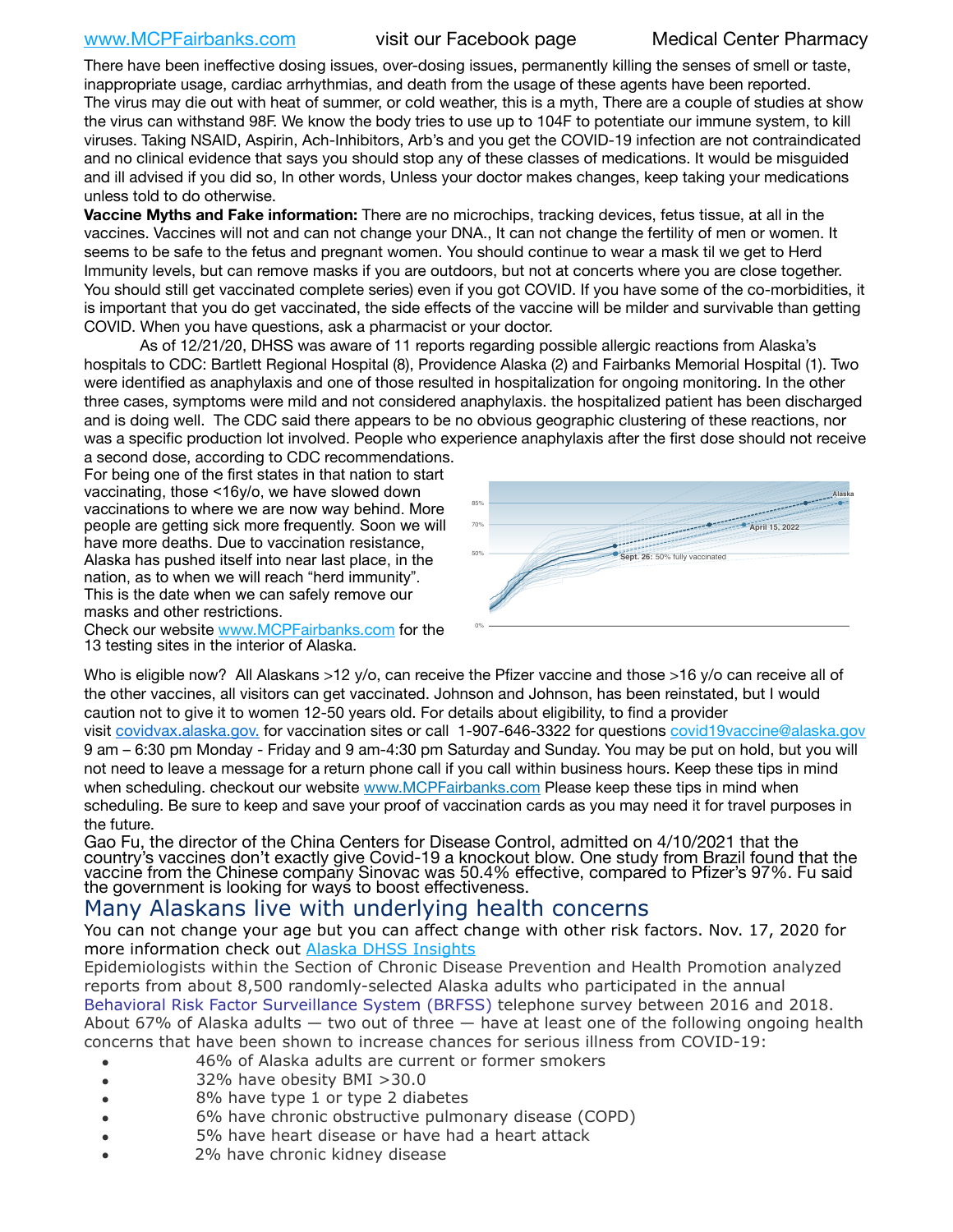There have been ineffective dosing issues, over-dosing issues, permanently killing the senses of smell or taste, inappropriate usage, cardiac arrhythmias, and death from the usage of these agents have been reported. The virus may die out with heat of summer, or cold weather, this is a myth, There are a couple of studies at show the virus can withstand 98F. We know the body tries to use up to 104F to potentiate our immune system, to kill viruses. Taking NSAID, Aspirin, Ach-Inhibitors, Arb's and you get the COVID-19 infection are not contraindicated and no clinical evidence that says you should stop any of these classes of medications. It would be misguided and ill advised if you did so, In other words, Unless your doctor makes changes, keep taking your medications unless told to do otherwise.

**Vaccine Myths and Fake information:** There are no microchips, tracking devices, fetus tissue, at all in the vaccines. Vaccines will not and can not change your DNA., It can not change the fertility of men or women. It seems to be safe to the fetus and pregnant women. You should continue to wear a mask til we get to Herd Immunity levels, but can remove masks if you are outdoors, but not at concerts where you are close together. You should still get vaccinated complete series) even if you got COVID. If you have some of the co-morbidities, it is important that you do get vaccinated, the side effects of the vaccine will be milder and survivable than getting COVID. When you have questions, ask a pharmacist or your doctor.

As of 12/21/20, DHSS was aware of 11 reports regarding possible allergic reactions from Alaska's hospitals to CDC: Bartlett Regional Hospital (8), Providence Alaska (2) and Fairbanks Memorial Hospital (1). Two were identified as anaphylaxis and one of those resulted in hospitalization for ongoing monitoring. In the other three cases, symptoms were mild and not considered anaphylaxis. the hospitalized patient has been discharged and is doing well. The CDC said there appears to be no obvious geographic clustering of these reactions, nor was a specific production lot involved. People who experience anaphylaxis after the first dose should not receive a second dose, according to CDC recommendations.

For being one of the first states in that nation to start vaccinating, those <16y/o, we have slowed down vaccinations to where we are now way behind. More people are getting sick more frequently. Soon we will have more deaths. Due to vaccination resistance, Alaska has pushed itself into near last place, in the nation, as to when we will reach "herd immunity". This is the date when we can safely remove our masks and other restrictions.

Check our website www.MCPFairbanks.com for the 13 testing sites in the interior of Alaska.

Who is eligible now? All Alaskans >12 y/o, can receive the Pfizer vaccine and those >16 y/o can receive all of the other vaccines, all visitors can get vaccinated. Johnson and Johnson, has been reinstated, but I would caution not to give it to women 12-50 years old. For details about eligibility, to find a provider visit covidvax.alaska.gov. for vaccination sites or call 1-907-646-3322 for questions covid19vaccine@alaska.gov 9 am – 6:30 pm Monday - Friday and 9 am-4:30 pm Saturday and Sunday. You may be put on hold, but you will not need to leave a message for a return phone call if you call within business hours. Keep these tips in mind when scheduling. checkout our website www.MCPFairbanks.com Please keep these tips in mind when scheduling. Be sure to keep and save your proof of vaccination cards as you may need it for travel purposes in the future.

Gao Fu, the director of the China Centers for Disease Control, admitted on 4/10/2021 that the country's vaccines don't exactly give Covid-19 a knockout blow. One study from Brazil found that the vaccine from the Chinese company Sinovac was 50.4% effective, compared to Pfizer's 97%. Fu said the government is looking for ways to boost effectiveness.

## Many Alaskans live with underlying health concerns

You can not change your age but you can affect change with other risk factors. Nov. 17, 2020 for more information check out Alaska DHSS Insights

Epidemiologists within the Section of Chronic Disease Prevention and Health Promotion analyzed reports from about 8,500 randomly-selected Alaska adults who participated in the annual Behavioral Risk Factor Surveillance System (BRFSS) telephone survey between 2016 and 2018. About 67% of Alaska adults — two out of three — have at least one of the following ongoing health concerns that have been shown to increase chances for serious illness from COVID-19:

- 46% of Alaska adults are current or former smokers
- 32% have obesity BMI >30.0
- 8% have type 1 or type 2 diabetes
- 6% have chronic obstructive pulmonary disease (COPD)
- 5% have heart disease or have had a heart attack
- 2% have chronic kidney disease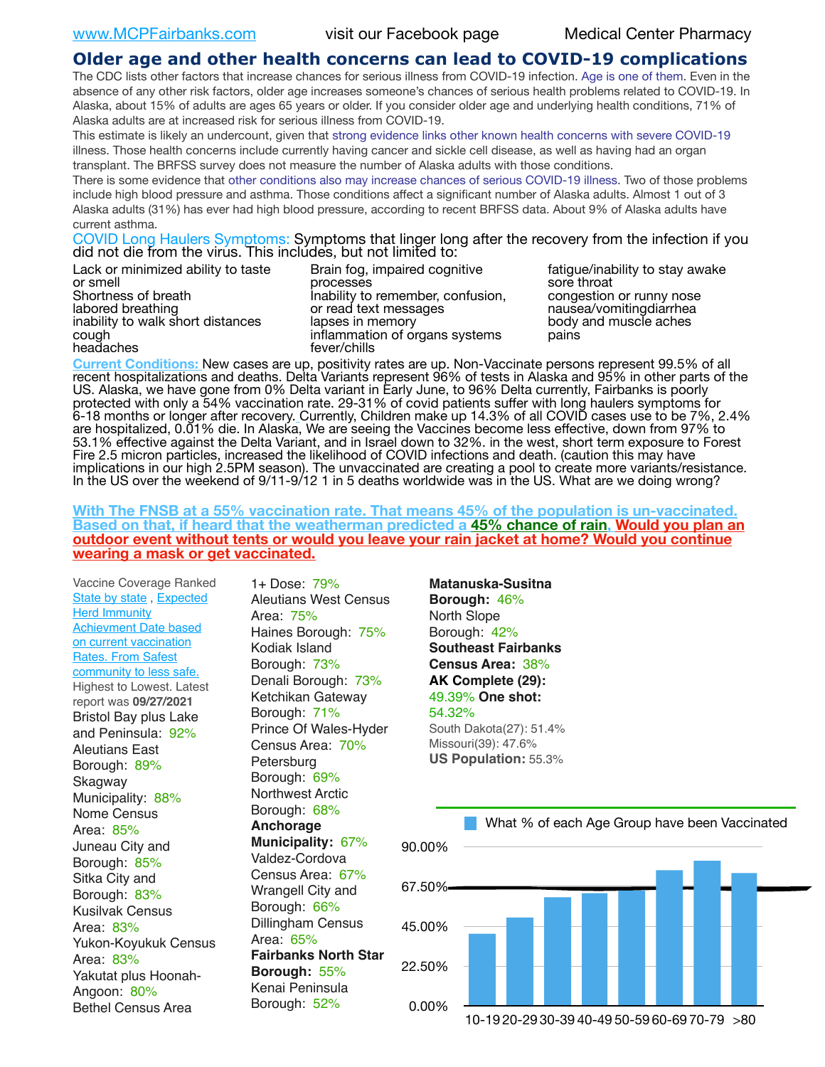www.MCPFairbanks.com visit our Facebook page Medical Center Pharmacy

## Older age and other health concerns can lead to COVID-19 complications

The CDC lists other factors that increase chances for serious illness from COVID-19 infection. Age is one of them. Even in the absence of any other risk factors, older age increases someone's chances of serious health problems related to COVID-19. In Alaska, about 15% of adults are ages 65 years or older. If you consider older age and underlying health conditions, 71% of Alaska adults are at increased risk for serious illness from COVID-19.

This estimate is likely an undercount, given that strong evidence links other known health concerns with severe COVID-19 illness. Those health concerns include currently having cancer and sickle cell disease, as well as having had an organ transplant. The BRFSS survey does not measure the number of Alaska adults with those conditions.

There is some evidence that other conditions also may increase chances of serious COVID-19 illness. Two of those problems include high blood pressure and asthma. Those conditions affect a significant number of Alaska adults. Almost 1 out of 3 Alaska adults (31%) has ever had high blood pressure, according to recent BRFSS data. About 9% of Alaska adults have current asthma.

COVID Long Haulers Symptoms: Symptoms that linger long after the recovery from the infection if you did not die from the virus. This includes, but not limited to:

Lack or minimized ability to taste or smell
Shortness of breath
labored breathing
inability to walk short distances
cough
headaches
Brain fog, impaired cognitive processes
Inability to remember, confusion, or read text messages
lapses in memory
inflammation of organs systems
fever/chills
fatigue/inability to stay awake
sore throat
congestion or runny nose
nausea/vomitingdiarrhea
body and muscle aches
pains

**Current Conditions:** New cases are up, positivity rates are up. Non-Vaccinate persons represent 99.5% of all recent hospitalizations and deaths. Delta Variants represent 96% of tests in Alaska and 95% in other parts of the US. Alaska, we have gone from 0% Delta variant in Early June, to 96% Delta currently, Fairbanks is poorly protected with only a 54% vaccination rate. 29-31% of covid patients suffer with long haulers symptoms for 6-18 months or longer after recovery. Currently, Children make up 14.3% of all COVID cases use to be 7%, 2.4% are hospitalized, 0.01% die. In Alaska, We are seeing the Vaccines become less effective, down from 97% to 53.1% effective against the Delta Variant, and in Israel down to 32%. in the west, short term exposure to Forest Fire 2.5 micron particles, increased the likelihood of COVID infections and death. (caution this may have implications in our high 2.5PM season). The unvaccinated are creating a pool to create more variants/resistance. In the US over the weekend of 9/11-9/12 1 in 5 deaths worldwide was in the US. What are we doing wrong?

**With The FNSB at a 55% vaccination rate. That means 45% of the population is un-vaccinated. Based on that, if heard that the weatherman predicted a 45% chance of rain, Would you plan an outdoor event without tents or would you leave your rain jacket at home? Would you continue wearing a mask or get vaccinated.**

Vaccine Coverage Ranked State by state, Expected Herd Immunity Achievment Date based on current vaccination Rates. From Safest community to less safe. Highest to Lowest. Latest report was **09/27/2021**

Bristol Bay plus Lake and Peninsula: 92%
Aleutians East Borough: 89%
Skagway Municipality: 88%
Nome Census Area: 85%
Juneau City and Borough: 85%
Sitka City and Borough: 83%
Kusilvak Census Area: 83%
Yukon-Koyukuk Census Area: 83%
Yakutat plus Hoonah-Angoon: 80%
Bethel Census Area 1+ Dose: 79%
Aleutians West Census Area: 75%
Haines Borough: 75%
Kodiak Island Borough: 73%
Denali Borough: 73%
Ketchikan Gateway Borough: 71%
Prince Of Wales-Hyder Census Area: 70%
Petersburg Borough: 69%
Northwest Arctic Borough: 68%
**Anchorage Municipality:** 67%
Valdez-Cordova Census Area: 67%
Wrangell City and Borough: 66%
Dillingham Census Area: 65%
**Fairbanks North Star Borough:** 55%
Kenai Peninsula Borough: 52%
**Matanuska-Susitna Borough:** 46%
North Slope Borough: 42%
**Southeast Fairbanks Census Area:** 38%
**AK Complete (29):** 49.39% **One shot:** 54.32%
South Dakota(27): 51.4%
Missouri(39): 47.6%
**US Population:** 55.3%

What % of each Age Group have been Vaccinated
90.00%
67.50%
45.00%
22.50%
0.00%
10-19 20-29 30-39 40-49 50-59 60-69 70-79 >80